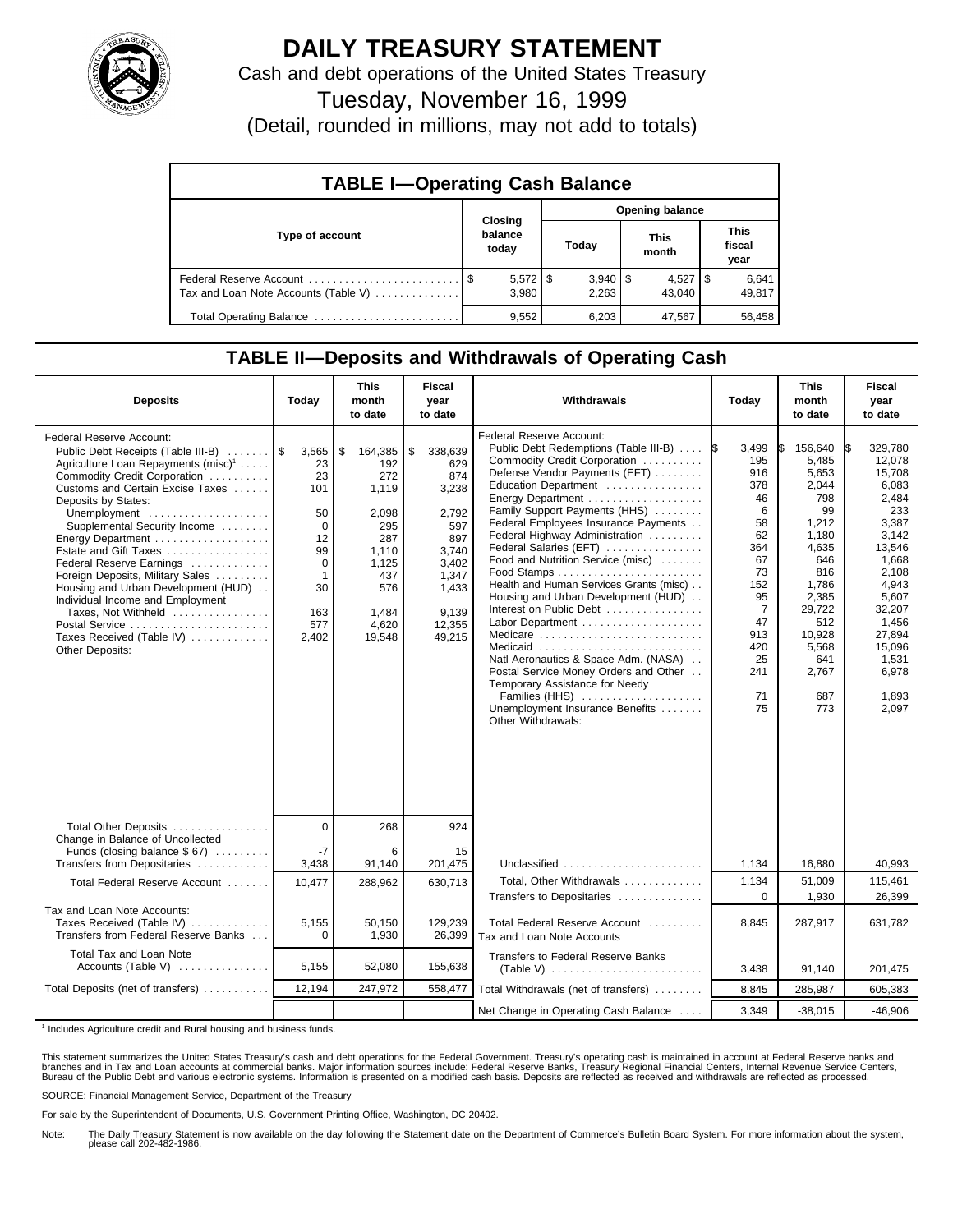# DAILY TREASURY STATEMENT

Cash and debt operations of the United States Treasury

Tuesday, November 16, 1999

(Detail, rounded in millions, may not add to totals)

## TABLE I—Operating Cash Balance

| Type of account | Closing balance today | Opening balance: Today | Opening balance: This month | Opening balance: This fiscal year |
|---|---|---|---|---|
| Federal Reserve Account | $ 5,572 | $ 3,940 | $ 4,527 | $ 6,641 |
| Tax and Loan Note Accounts (Table V) | 3,980 | 2,263 | 43,040 | 49,817 |
| Total Operating Balance | 9,552 | 6,203 | 47,567 | 56,458 |

## TABLE II—Deposits and Withdrawals of Operating Cash

| Deposits | Today | This month to date | Fiscal year to date |
|---|---|---|---|
| Federal Reserve Account: | | | |
| Public Debt Receipts (Table III-B) | $ 3,565 | $ 164,385 | $ 338,639 |
| Agriculture Loan Repayments (misc)[1] | 23 | 192 | 629 |
| Commodity Credit Corporation | 23 | 272 | 874 |
| Customs and Certain Excise Taxes | 101 | 1,119 | 3,238 |
| Deposits by States: | | | |
| Unemployment | 50 | 2,098 | 2,792 |
| Supplemental Security Income | 0 | 295 | 597 |
| Energy Department | 12 | 287 | 897 |
| Estate and Gift Taxes | 99 | 1,110 | 3,740 |
| Federal Reserve Earnings | 0 | 1,125 | 3,402 |
| Foreign Deposits, Military Sales | 1 | 437 | 1,347 |
| Housing and Urban Development (HUD) | 30 | 576 | 1,433 |
| Individual Income and Employment Taxes, Not Withheld | 163 | 1,484 | 9,139 |
| Postal Service | 577 | 4,620 | 12,355 |
| Taxes Received (Table IV) | 2,402 | 19,548 | 49,215 |
| Other Deposits: | | | |
| Total Other Deposits | 0 | 268 | 924 |
| Change in Balance of Uncollected Funds (closing balance $ 67) | -7 | 6 | 15 |
| Transfers from Depositaries | 3,438 | 91,140 | 201,475 |
| Total Federal Reserve Account | 10,477 | 288,962 | 630,713 |
| Tax and Loan Note Accounts: | | | |
| Taxes Received (Table IV) | 5,155 | 50,150 | 129,239 |
| Transfers from Federal Reserve Banks | 0 | 1,930 | 26,399 |
| Total Tax and Loan Note Accounts (Table V) | 5,155 | 52,080 | 155,638 |
| Total Deposits (net of transfers) | 12,194 | 247,972 | 558,477 |

| Withdrawals | Today | This month to date | Fiscal year to date |
|---|---|---|---|
| Federal Reserve Account: | | | |
| Public Debt Redemptions (Table III-B) | $ 3,499 | $ 156,640 | $ 329,780 |
| Commodity Credit Corporation | 195 | 5,485 | 12,078 |
| Defense Vendor Payments (EFT) | 916 | 5,653 | 15,708 |
| Education Department | 378 | 2,044 | 6,083 |
| Energy Department | 46 | 798 | 2,484 |
| Family Support Payments (HHS) | 6 | 99 | 233 |
| Federal Employees Insurance Payments | 58 | 1,212 | 3,387 |
| Federal Highway Administration | 62 | 1,180 | 3,142 |
| Federal Salaries (EFT) | 364 | 4,635 | 13,546 |
| Food and Nutrition Service (misc) | 67 | 646 | 1,668 |
| Food Stamps | 73 | 816 | 2,108 |
| Health and Human Services Grants (misc) | 152 | 1,786 | 4,943 |
| Housing and Urban Development (HUD) | 95 | 2,385 | 5,607 |
| Interest on Public Debt | 7 | 29,722 | 32,207 |
| Labor Department | 47 | 512 | 1,456 |
| Medicare | 913 | 10,928 | 27,894 |
| Medicaid | 420 | 5,568 | 15,096 |
| Natl Aeronautics & Space Adm. (NASA) | 25 | 641 | 1,531 |
| Postal Service Money Orders and Other | 241 | 2,767 | 6,978 |
| Temporary Assistance for Needy Families (HHS) | 71 | 687 | 1,893 |
| Unemployment Insurance Benefits | 75 | 773 | 2,097 |
| Other Withdrawals: | | | |
| Unclassified | 1,134 | 16,880 | 40,993 |
| Total, Other Withdrawals | 1,134 | 51,009 | 115,461 |
| Transfers to Depositaries | 0 | 1,930 | 26,399 |
| Total Federal Reserve Account | 8,845 | 287,917 | 631,782 |
| Tax and Loan Note Accounts | | | |
| Transfers to Federal Reserve Banks (Table V) | 3,438 | 91,140 | 201,475 |
| Total Withdrawals (net of transfers) | 8,845 | 285,987 | 605,383 |
| Net Change in Operating Cash Balance | 3,349 | -38,015 | -46,906 |

[1] Includes Agriculture credit and Rural housing and business funds.

This statement summarizes the United States Treasury's cash and debt operations for the Federal Government. Treasury's operating cash is maintained in account at Federal Reserve banks and branches and in Tax and Loan accounts at commercial banks. Major information sources include: Federal Reserve Banks, Treasury Regional Financial Centers, Internal Revenue Service Centers, Bureau of the Public Debt and various electronic systems. Information is presented on a modified cash basis. Deposits are reflected as received and withdrawals are reflected as processed.

SOURCE: Financial Management Service, Department of the Treasury

For sale by the Superintendent of Documents, U.S. Government Printing Office, Washington, DC 20402.

Note: The Daily Treasury Statement is now available on the day following the Statement date on the Department of Commerce's Bulletin Board System. For more information about the system, please call 202-482-1986.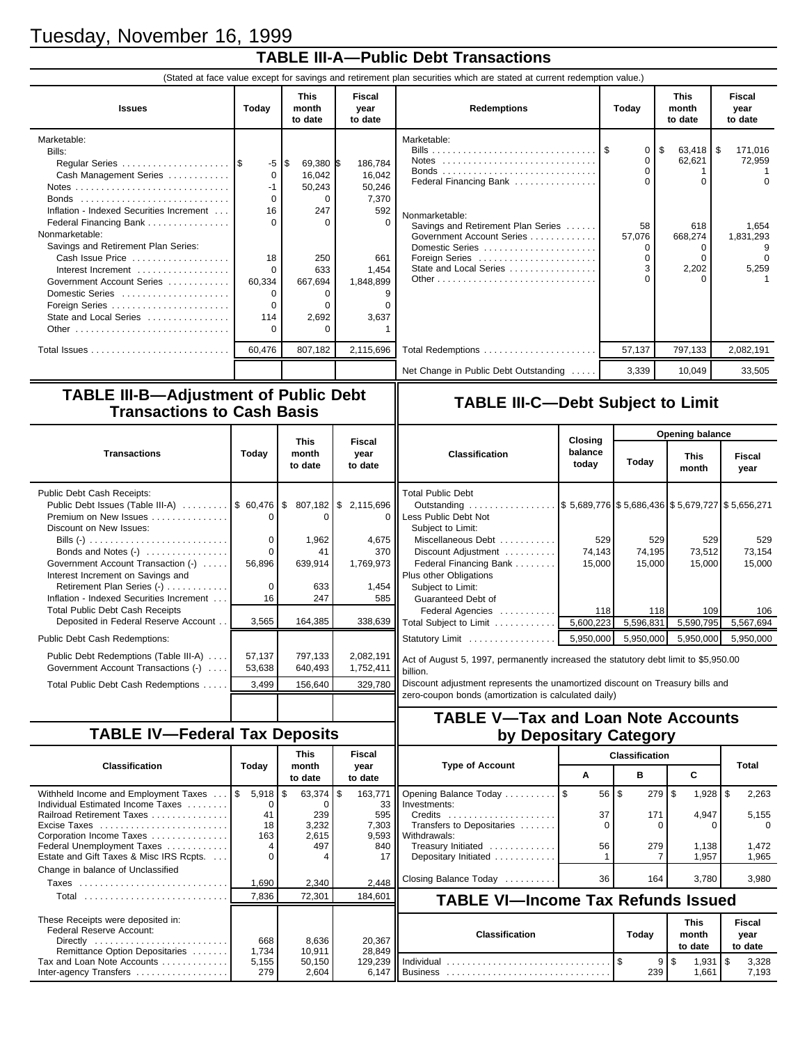# Tuesday, November 16, 1999

## TABLE III-A—Public Debt Transactions

(Stated at face value except for savings and retirement plan securities which are stated at current redemption value.)

| Issues | Today | This month to date | Fiscal year to date |
|---|---|---|---|
| Marketable: | | | |
| Bills: | | | |
| Regular Series | $ -5 | $ 69,380 | $ 186,784 |
| Cash Management Series | 0 | 16,042 | 16,042 |
| Notes | -1 | 50,243 | 50,246 |
| Bonds | 0 | 0 | 7,370 |
| Inflation - Indexed Securities Increment | 16 | 247 | 592 |
| Federal Financing Bank | 0 | 0 | 0 |
| Nonmarketable: | | | |
| Savings and Retirement Plan Series: | | | |
| Cash Issue Price | 18 | 250 | 661 |
| Interest Increment | 0 | 633 | 1,454 |
| Government Account Series | 60,334 | 667,694 | 1,848,899 |
| Domestic Series | 0 | 0 | 9 |
| Foreign Series | 0 | 0 | 0 |
| State and Local Series | 114 | 2,692 | 3,637 |
| Other | 0 | 0 | 1 |
| Total Issues | 60,476 | 807,182 | 2,115,696 |

| Redemptions | Today | This month to date | Fiscal year to date |
|---|---|---|---|
| Marketable: | | | |
| Bills | $ 0 | $ 63,418 | $ 171,016 |
| Notes | 0 | 62,621 | 72,959 |
| Bonds | 0 | 1 | 1 |
| Federal Financing Bank | 0 | 0 | 0 |
| Nonmarketable: | | | |
| Savings and Retirement Plan Series | 58 | 618 | 1,654 |
| Government Account Series | 57,076 | 668,274 | 1,831,293 |
| Domestic Series | 0 | 0 | 9 |
| Foreign Series | 0 | 0 | 0 |
| State and Local Series | 3 | 2,202 | 5,259 |
| Other | 0 | 0 | 1 |
| Total Redemptions | 57,137 | 797,133 | 2,082,191 |
| Net Change in Public Debt Outstanding | 3,339 | 10,049 | 33,505 |

## TABLE III-B—Adjustment of Public Debt Transactions to Cash Basis

| Transactions | Today | This month to date | Fiscal year to date |
|---|---|---|---|
| Public Debt Cash Receipts: | | | |
| Public Debt Issues (Table III-A) | $ 60,476 | $ 807,182 | $ 2,115,696 |
| Premium on New Issues | 0 | 0 | 0 |
| Discount on New Issues: | | | |
| Bills (-) | 0 | 1,962 | 4,675 |
| Bonds and Notes (-) | 0 | 41 | 370 |
| Government Account Transaction (-) | 56,896 | 639,914 | 1,769,973 |
| Interest Increment on Savings and Retirement Plan Series (-) | 0 | 633 | 1,454 |
| Inflation - Indexed Securities Increment | 16 | 247 | 585 |
| Total Public Debt Cash Receipts Deposited in Federal Reserve Account | 3,565 | 164,385 | 338,639 |
| Public Debt Cash Redemptions: | | | |
| Public Debt Redemptions (Table III-A) | 57,137 | 797,133 | 2,082,191 |
| Government Account Transactions (-) | 53,638 | 640,493 | 1,752,411 |
| Total Public Debt Cash Redemptions | 3,499 | 156,640 | 329,780 |

## TABLE III-C—Debt Subject to Limit

| Classification | Closing balance today | Opening balance Today | Opening balance This month | Opening balance Fiscal year |
|---|---|---|---|---|
| Total Public Debt Outstanding | $ 5,689,776 | $ 5,686,436 | $ 5,679,727 | $ 5,656,271 |
| Less Public Debt Not Subject to Limit: | | | | |
| Miscellaneous Debt | 529 | 529 | 529 | 529 |
| Discount Adjustment | 74,143 | 74,195 | 73,512 | 73,154 |
| Federal Financing Bank | 15,000 | 15,000 | 15,000 | 15,000 |
| Plus other Obligations Subject to Limit: | | | | |
| Guaranteed Debt of Federal Agencies | 118 | 118 | 109 | 106 |
| Total Subject to Limit | 5,600,223 | 5,596,831 | 5,590,795 | 5,567,694 |
| Statutory Limit | 5,950,000 | 5,950,000 | 5,950,000 | 5,950,000 |

Act of August 5, 1997, permanently increased the statutory debt limit to $5,950.00 billion.

Discount adjustment represents the unamortized discount on Treasury bills and zero-coupon bonds (amortization is calculated daily)

## TABLE IV—Federal Tax Deposits

| Classification | Today | This month to date | Fiscal year to date |
|---|---|---|---|
| Withheld Income and Employment Taxes | $ 5,918 | $ 63,374 | $ 163,771 |
| Individual Estimated Income Taxes | 0 | 0 | 33 |
| Railroad Retirement Taxes | 41 | 239 | 595 |
| Excise Taxes | 18 | 3,232 | 7,303 |
| Corporation Income Taxes | 163 | 2,615 | 9,593 |
| Federal Unemployment Taxes | 4 | 497 | 840 |
| Estate and Gift Taxes & Misc IRS Rcpts. | 0 | 4 | 17 |
| Change in balance of Unclassified Taxes | 1,690 | 2,340 | 2,448 |
| Total | 7,836 | 72,301 | 184,601 |
| These Receipts were deposited in: | | | |
| Federal Reserve Account: | | | |
| Directly | 668 | 8,636 | 20,367 |
| Remittance Option Depositaries | 1,734 | 10,911 | 28,849 |
| Tax and Loan Note Accounts | 5,155 | 50,150 | 129,239 |
| Inter-agency Transfers | 279 | 2,604 | 6,147 |

## TABLE V—Tax and Loan Note Accounts by Depositary Category

| Type of Account | Classification A | Classification B | Classification C | Total |
|---|---|---|---|---|
| Opening Balance Today | $ 56 | $ 279 | $ 1,928 | $ 2,263 |
| Investments: | | | | |
| Credits | 37 | 171 | 4,947 | 5,155 |
| Transfers to Depositaries | 0 | 0 | 0 | 0 |
| Withdrawals: | | | | |
| Treasury Initiated | 56 | 279 | 1,138 | 1,472 |
| Depositary Initiated | 1 | 7 | 1,957 | 1,965 |
| Closing Balance Today | 36 | 164 | 3,780 | 3,980 |

## TABLE VI—Income Tax Refunds Issued

| Classification | Today | This month to date | Fiscal year to date |
|---|---|---|---|
| Individual | $ 9 | $ 1,931 | $ 3,328 |
| Business | 239 | 1,661 | 7,193 |